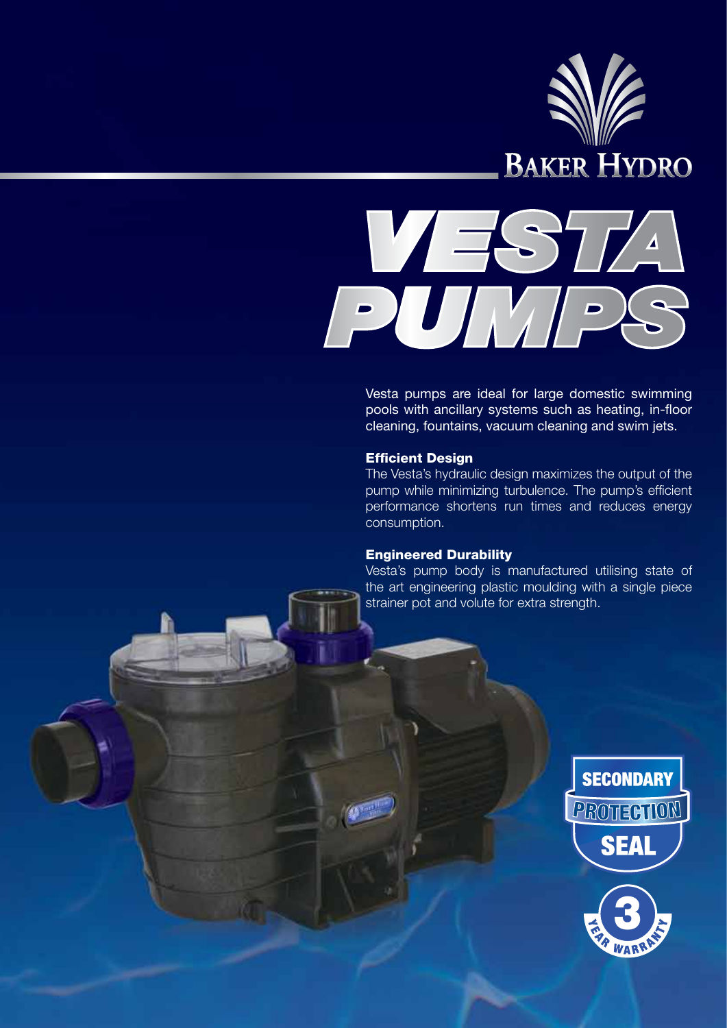# BAKER HYDRO

# VESTA PUMPS

Vesta pumps are ideal for large domestic swimming pools with ancillary systems such as heating, in-floor cleaning, fountains, vacuum cleaning and swim jets.

**Efficient Design**

The Vesta's hydraulic design maximizes the output of the pump while minimizing turbulence. The pump's efficient performance shortens run times and reduces energy consumption.

**Engineered Durability**

Vesta's pump body is manufactured utilising state of the art engineering plastic moulding with a single piece strainer pot and volute for extra strength.

SECONDARY PROTECTION SEAL

3 YEAR WARRANTY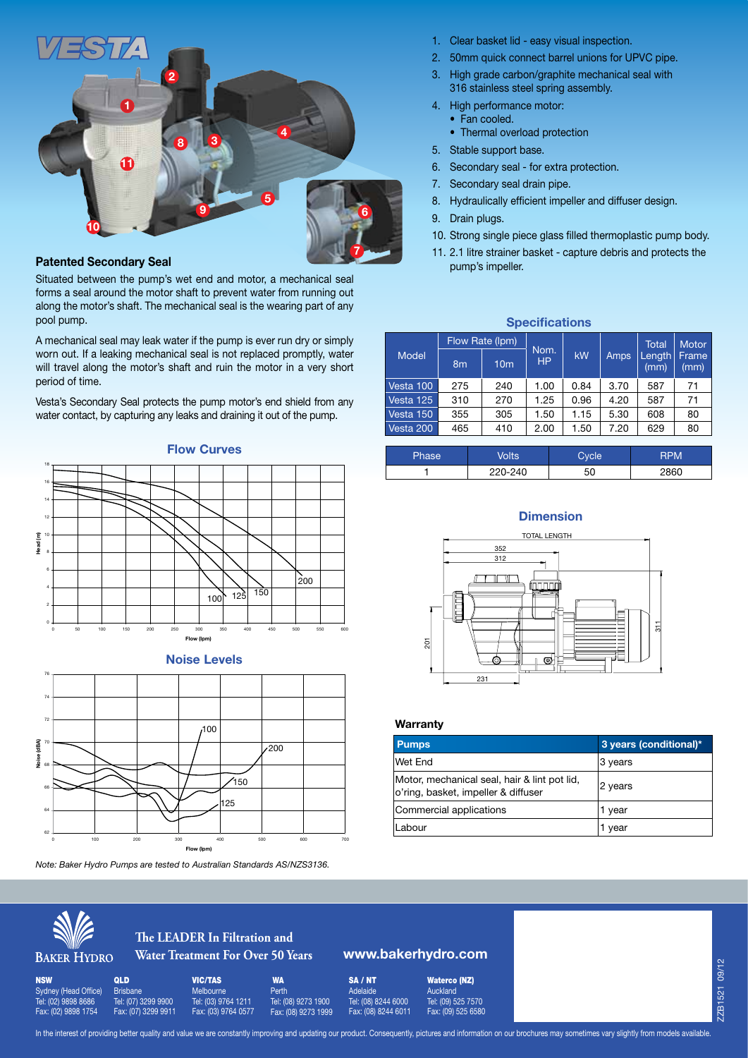# VESTA

1. Clear basket lid - easy visual inspection.
2. 50mm quick connect barrel unions for UPVC pipe.
3. High grade carbon/graphite mechanical seal with 316 stainless steel spring assembly.
4. High performance motor:
   - Fan cooled.
   - Thermal overload protection
5. Stable support base.
6. Secondary seal - for extra protection.
7. Secondary seal drain pipe.
8. Hydraulically efficient impeller and diffuser design.
9. Drain plugs.
10. Strong single piece glass filled thermoplastic pump body.
11. 2.1 litre strainer basket - capture debris and protects the pump's impeller.

### Patented Secondary Seal

Situated between the pump's wet end and motor, a mechanical seal forms a seal around the motor shaft to prevent water from running out along the motor's shaft. The mechanical seal is the wearing part of any pool pump.

A mechanical seal may leak water if the pump is ever run dry or simply worn out. If a leaking mechanical seal is not replaced promptly, water will travel along the motor's shaft and ruin the motor in a very short period of time.

Vesta's Secondary Seal protects the pump motor's end shield from any water contact, by capturing any leaks and draining it out of the pump.

### Specifications

| Model | Flow Rate (lpm) | | Nom. HP | kW | Amps | Total Length (mm) | Motor Frame (mm) |
|---|---|---|---|---|---|---|---|
| | 8m | 10m | | | | | |
| Vesta 100 | 275 | 240 | 1.00 | 0.84 | 3.70 | 587 | 71 |
| Vesta 125 | 310 | 270 | 1.25 | 0.96 | 4.20 | 587 | 71 |
| Vesta 150 | 355 | 305 | 1.50 | 1.15 | 5.30 | 608 | 80 |
| Vesta 200 | 465 | 410 | 2.00 | 1.50 | 7.20 | 629 | 80 |

| Phase | Volts | Cycle | RPM |
|---|---|---|---|
| 1 | 220-240 | 50 | 2860 |

### Flow Curves

Head (m)
0 2 4 6 8 10 12 14 16 18
Flow (lpm)
0 50 100 150 200 250 300 350 400 450 500 550 600
100 125 150 200

### Dimension

TOTAL LENGTH
352
312
201
311
231

### Noise Levels

Noise (dBA)
62 64 66 68 70 72 74 76
Flow (lpm)
0 100 200 300 400 500 600 700
100 200 150 125

*Note: Baker Hydro Pumps are tested to Australian Standards AS/NZS3136.*

### Warranty

| Pumps | 3 years (conditional)* |
|---|---|
| Wet End | 3 years |
| Motor, mechanical seal, hair & lint pot lid, o'ring, basket, impeller & diffuser | 2 years |
| Commercial applications | 1 year |
| Labour | 1 year |

**BAKER HYDRO**

**The LEADER In Filtration and Water Treatment For Over 50 Years**

**www.bakerhydro.com**

**NSW**
Sydney (Head Office)
Tel: (02) 9898 8686
Fax: (02) 9898 1754

**QLD**
Brisbane
Tel: (07) 3299 9900
Fax: (07) 3299 9911

**VIC/TAS**
Melbourne
Tel: (03) 9764 1211
Fax: (03) 9764 0577

**WA**
Perth
Tel: (08) 9273 1900
Fax: (08) 9273 1999

**SA / NT**
Adelaide
Tel: (08) 8244 6000
Fax: (08) 8244 6011

**Waterco (NZ)**
Auckland
Tel: (09) 525 7570
Fax: (09) 525 6580

ZZB1521 09/12

In the interest of providing better quality and value we are constantly improving and updating our product. Consequently, pictures and information on our brochures may sometimes vary slightly from models available.